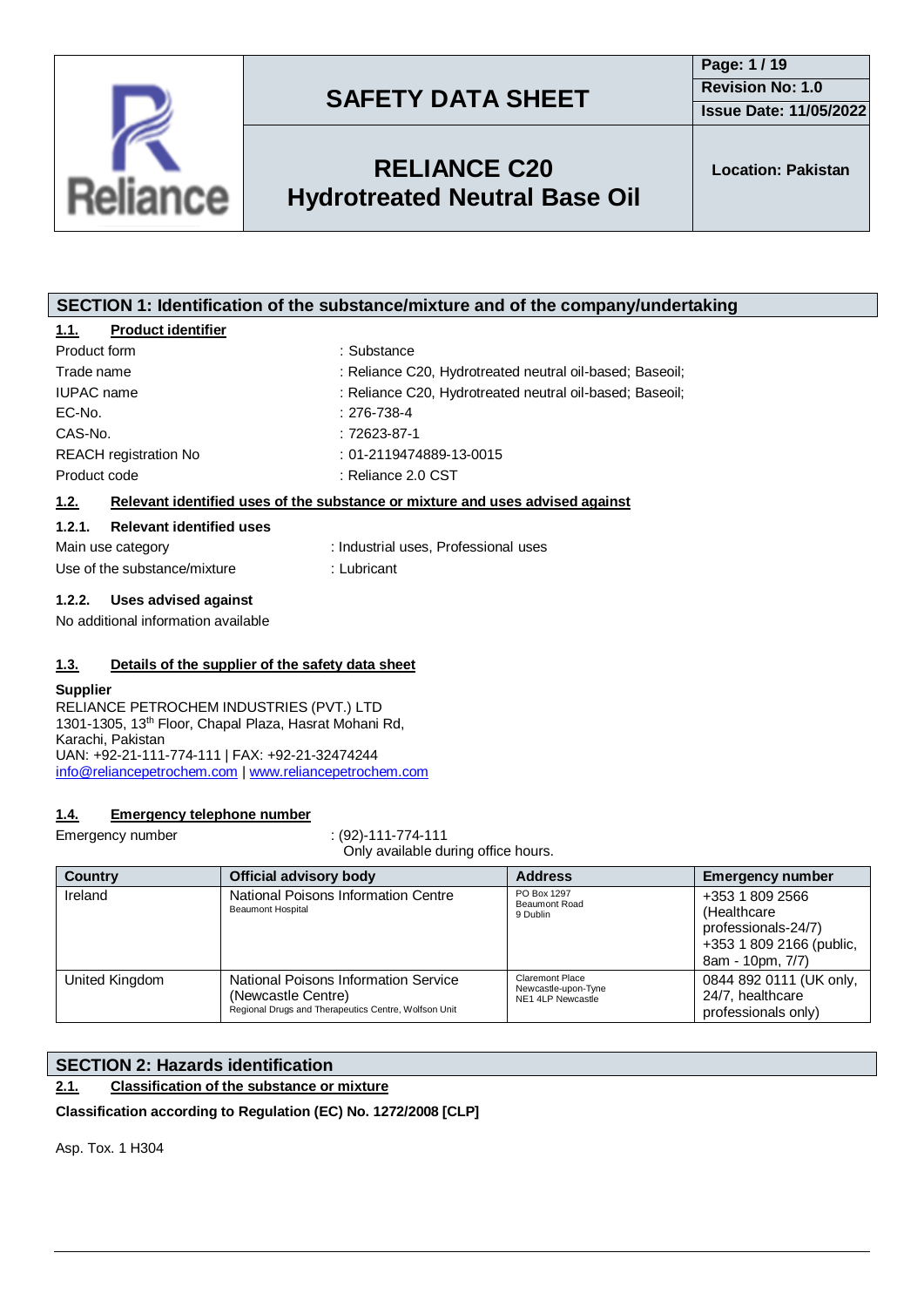# SAFETY DATA SHEET

**Revision No: 1.0**
**Issue Date: 11/05/2022**

## RELIANCE C20 Hydrotreated Neutral Base Oil

**Location: Pakistan**

## SECTION 1: Identification of the substance/mixture and of the company/undertaking

### 1.1. Product identifier

| | |
|---|---|
| Product form | : Substance |
| Trade name | : Reliance C20, Hydrotreated neutral oil-based; Baseoil; |
| IUPAC name | : Reliance C20, Hydrotreated neutral oil-based; Baseoil; |
| EC-No. | : 276-738-4 |
| CAS-No. | : 72623-87-1 |
| REACH registration No | : 01-2119474889-13-0015 |
| Product code | : Reliance 2.0 CST |

### 1.2. Relevant identified uses of the substance or mixture and uses advised against

#### 1.2.1. Relevant identified uses

| | |
|---|---|
| Main use category | : Industrial uses, Professional uses |
| Use of the substance/mixture | : Lubricant |

#### 1.2.2. Uses advised against

No additional information available

### 1.3. Details of the supplier of the safety data sheet

**Supplier**
RELIANCE PETROCHEM INDUSTRIES (PVT.) LTD
1301-1305, 13th Floor, Chapal Plaza, Hasrat Mohani Rd,
Karachi, Pakistan
UAN: +92-21-111-774-111 | FAX: +92-21-32474244
info@reliancepetrochem.com | www.reliancepetrochem.com

### 1.4. Emergency telephone number

Emergency number : (92)-111-774-111
Only available during office hours.

| Country | Official advisory body | Address | Emergency number |
|---|---|---|---|
| Ireland | National Poisons Information Centre<br>Beaumont Hospital | PO Box 1297<br>Beaumont Road<br>9 Dublin | +353 1 809 2566 (Healthcare professionals-24/7)<br>+353 1 809 2166 (public, 8am - 10pm, 7/7) |
| United Kingdom | National Poisons Information Service (Newcastle Centre)<br>Regional Drugs and Therapeutics Centre, Wolfson Unit | Claremont Place<br>Newcastle-upon-Tyne<br>NE1 4LP Newcastle | 0844 892 0111 (UK only, 24/7, healthcare professionals only) |

## SECTION 2: Hazards identification

### 2.1. Classification of the substance or mixture

**Classification according to Regulation (EC) No. 1272/2008 [CLP]**

Asp. Tox. 1 H304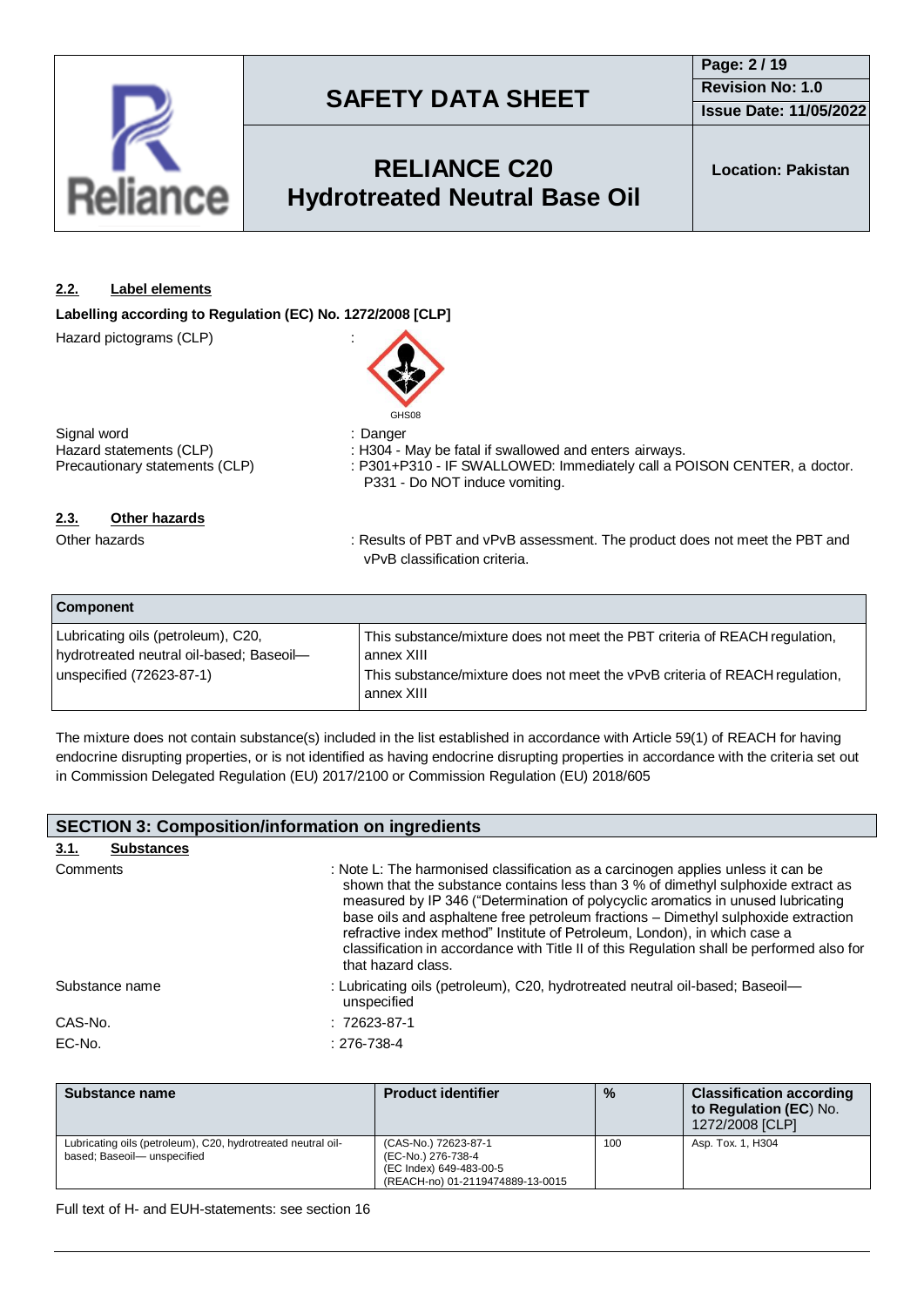### 2.2. Label elements

**Labelling according to Regulation (EC) No. 1272/2008 [CLP]**

Hazard pictograms (CLP) :

GHS08

Signal word : Danger

Hazard statements (CLP) : H304 - May be fatal if swallowed and enters airways.

Precautionary statements (CLP) : P301+P310 - IF SWALLOWED: Immediately call a POISON CENTER, a doctor.
P331 - Do NOT induce vomiting.

### 2.3. Other hazards

Other hazards : Results of PBT and vPvB assessment. The product does not meet the PBT and vPvB classification criteria.

| Component | |
|---|---|
| Lubricating oils (petroleum), C20, hydrotreated neutral oil-based; Baseoil— unspecified (72623-87-1) | This substance/mixture does not meet the PBT criteria of REACH regulation, annex XIII<br>This substance/mixture does not meet the vPvB criteria of REACH regulation, annex XIII |

The mixture does not contain substance(s) included in the list established in accordance with Article 59(1) of REACH for having endocrine disrupting properties, or is not identified as having endocrine disrupting properties in accordance with the criteria set out in Commission Delegated Regulation (EU) 2017/2100 or Commission Regulation (EU) 2018/605

## SECTION 3: Composition/information on ingredients

### 3.1. Substances

Comments : Note L: The harmonised classification as a carcinogen applies unless it can be shown that the substance contains less than 3 % of dimethyl sulphoxide extract as measured by IP 346 ("Determination of polycyclic aromatics in unused lubricating base oils and asphaltene free petroleum fractions – Dimethyl sulphoxide extraction refractive index method" Institute of Petroleum, London), in which case a classification in accordance with Title II of this Regulation shall be performed also for that hazard class.

Substance name : Lubricating oils (petroleum), C20, hydrotreated neutral oil-based; Baseoil— unspecified

CAS-No. : 72623-87-1

EC-No. : 276-738-4

| Substance name | Product identifier | % | Classification according to Regulation (EC) No. 1272/2008 [CLP] |
|---|---|---|---|
| Lubricating oils (petroleum), C20, hydrotreated neutral oil-based; Baseoil— unspecified | (CAS-No.) 72623-87-1<br>(EC-No.) 276-738-4<br>(EC Index) 649-483-00-5<br>(REACH-no) 01-2119474889-13-0015 | 100 | Asp. Tox. 1, H304 |

Full text of H- and EUH-statements: see section 16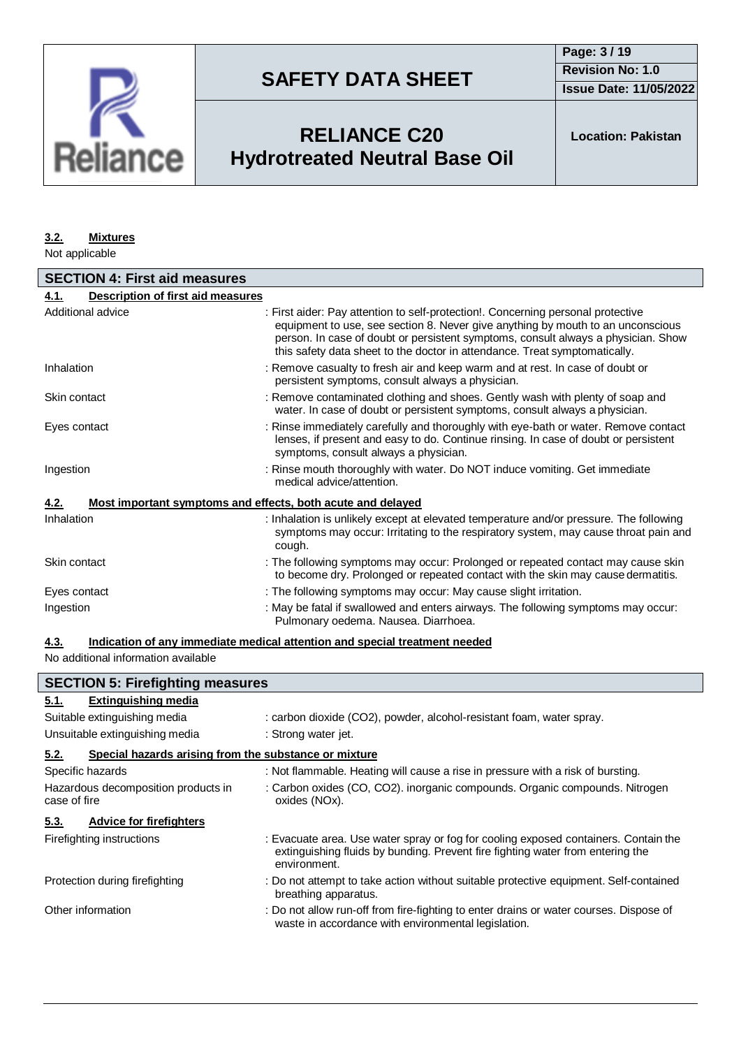### 3.2. Mixtures

Not applicable

## SECTION 4: First aid measures

### 4.1. Description of first aid measures

| | |
|---|---|
| Additional advice | : First aider: Pay attention to self-protection!. Concerning personal protective equipment to use, see section 8. Never give anything by mouth to an unconscious person. In case of doubt or persistent symptoms, consult always a physician. Show this safety data sheet to the doctor in attendance. Treat symptomatically. |
| Inhalation | : Remove casualty to fresh air and keep warm and at rest. In case of doubt or persistent symptoms, consult always a physician. |
| Skin contact | : Remove contaminated clothing and shoes. Gently wash with plenty of soap and water. In case of doubt or persistent symptoms, consult always a physician. |
| Eyes contact | : Rinse immediately carefully and thoroughly with eye-bath or water. Remove contact lenses, if present and easy to do. Continue rinsing. In case of doubt or persistent symptoms, consult always a physician. |
| Ingestion | : Rinse mouth thoroughly with water. Do NOT induce vomiting. Get immediate medical advice/attention. |

### 4.2. Most important symptoms and effects, both acute and delayed

| | |
|---|---|
| Inhalation | : Inhalation is unlikely except at elevated temperature and/or pressure. The following symptoms may occur: Irritating to the respiratory system, may cause throat pain and cough. |
| Skin contact | : The following symptoms may occur: Prolonged or repeated contact may cause skin to become dry. Prolonged or repeated contact with the skin may cause dermatitis. |
| Eyes contact | : The following symptoms may occur: May cause slight irritation. |
| Ingestion | : May be fatal if swallowed and enters airways. The following symptoms may occur: Pulmonary oedema. Nausea. Diarrhoea. |

### 4.3. Indication of any immediate medical attention and special treatment needed

No additional information available

## SECTION 5: Firefighting measures

### 5.1. Extinguishing media

| | |
|---|---|
| Suitable extinguishing media | : carbon dioxide ($CO_2$), powder, alcohol-resistant foam, water spray. |
| Unsuitable extinguishing media | : Strong water jet. |

### 5.2. Special hazards arising from the substance or mixture

| | |
|---|---|
| Specific hazards | : Not flammable. Heating will cause a rise in pressure with a risk of bursting. |
| Hazardous decomposition products in case of fire | : Carbon oxides (CO, $CO_2$). inorganic compounds. Organic compounds. Nitrogen oxides ($NO_x$). |

### 5.3. Advice for firefighters

| | |
|---|---|
| Firefighting instructions | : Evacuate area. Use water spray or fog for cooling exposed containers. Contain the extinguishing fluids by bunding. Prevent fire fighting water from entering the environment. |
| Protection during firefighting | : Do not attempt to take action without suitable protective equipment. Self-contained breathing apparatus. |
| Other information | : Do not allow run-off from fire-fighting to enter drains or water courses. Dispose of waste in accordance with environmental legislation. |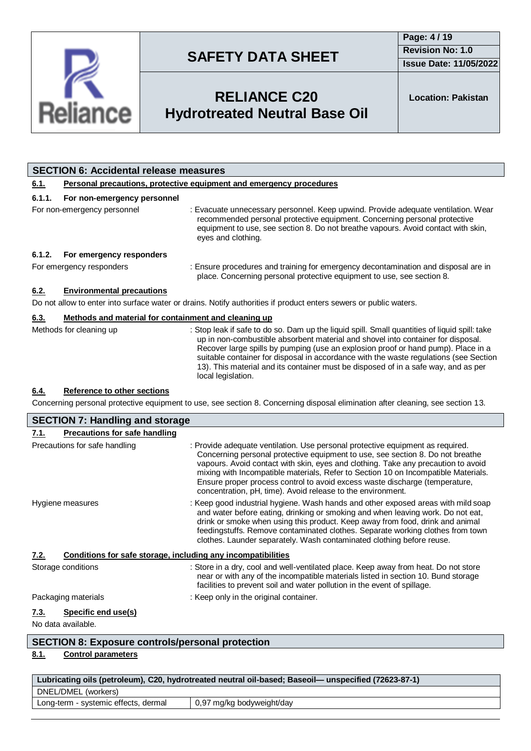## SECTION 6: Accidental release measures

### 6.1. Personal precautions, protective equipment and emergency procedures

#### 6.1.1. For non-emergency personnel

For non-emergency personnel : Evacuate unnecessary personnel. Keep upwind. Provide adequate ventilation. Wear recommended personal protective equipment. Concerning personal protective equipment to use, see section 8. Do not breathe vapours. Avoid contact with skin, eyes and clothing.

#### 6.1.2. For emergency responders

For emergency responders : Ensure procedures and training for emergency decontamination and disposal are in place. Concerning personal protective equipment to use, see section 8.

### 6.2. Environmental precautions

Do not allow to enter into surface water or drains. Notify authorities if product enters sewers or public waters.

### 6.3. Methods and material for containment and cleaning up

Methods for cleaning up : Stop leak if safe to do so. Dam up the liquid spill. Small quantities of liquid spill: take up in non-combustible absorbent material and shovel into container for disposal. Recover large spills by pumping (use an explosion proof or hand pump). Place in a suitable container for disposal in accordance with the waste regulations (see Section 13). This material and its container must be disposed of in a safe way, and as per local legislation.

### 6.4. Reference to other sections

Concerning personal protective equipment to use, see section 8. Concerning disposal elimination after cleaning, see section 13.

## SECTION 7: Handling and storage

### 7.1. Precautions for safe handling

Precautions for safe handling : Provide adequate ventilation. Use personal protective equipment as required. Concerning personal protective equipment to use, see section 8. Do not breathe vapours. Avoid contact with skin, eyes and clothing. Take any precaution to avoid mixing with Incompatible materials, Refer to Section 10 on Incompatible Materials. Ensure proper process control to avoid excess waste discharge (temperature, concentration, pH, time). Avoid release to the environment.

Hygiene measures : Keep good industrial hygiene. Wash hands and other exposed areas with mild soap and water before eating, drinking or smoking and when leaving work. Do not eat, drink or smoke when using this product. Keep away from food, drink and animal feedingstuffs. Remove contaminated clothes. Separate working clothes from town clothes. Launder separately. Wash contaminated clothing before reuse.

### 7.2. Conditions for safe storage, including any incompatibilities

Storage conditions : Store in a dry, cool and well-ventilated place. Keep away from heat. Do not store near or with any of the incompatible materials listed in section 10. Bund storage facilities to prevent soil and water pollution in the event of spillage.

Packaging materials : Keep only in the original container.

### 7.3. Specific end use(s)

No data available.

## SECTION 8: Exposure controls/personal protection

### 8.1. Control parameters

| Lubricating oils (petroleum), C20, hydrotreated neutral oil-based; Baseoil— unspecified (72623-87-1) | |
|---|---|
| DNEL/DMEL (workers) | |
| Long-term - systemic effects, dermal | 0,97 mg/kg bodyweight/day |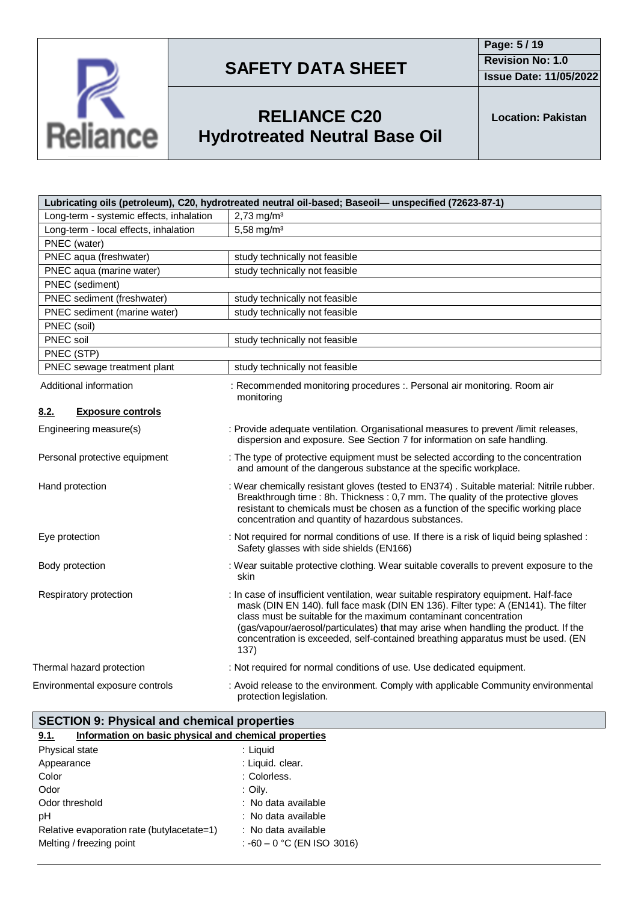| Lubricating oils (petroleum), C20, hydrotreated neutral oil-based; Baseoil— unspecified (72623-87-1) | |
|---|---|
| Long-term - systemic effects, inhalation | 2,73 mg/m³ |
| Long-term - local effects, inhalation | 5,58 mg/m³ |
| PNEC (water) | |
| PNEC aqua (freshwater) | study technically not feasible |
| PNEC aqua (marine water) | study technically not feasible |
| PNEC (sediment) | |
| PNEC sediment (freshwater) | study technically not feasible |
| PNEC sediment (marine water) | study technically not feasible |
| PNEC (soil) | |
| PNEC soil | study technically not feasible |
| PNEC (STP) | |
| PNEC sewage treatment plant | study technically not feasible |

Additional information : Recommended monitoring procedures :. Personal air monitoring. Room air monitoring

### 8.2. Exposure controls

Engineering measure(s) : Provide adequate ventilation. Organisational measures to prevent /limit releases, dispersion and exposure. See Section 7 for information on safe handling.

Personal protective equipment : The type of protective equipment must be selected according to the concentration and amount of the dangerous substance at the specific workplace.

Hand protection : Wear chemically resistant gloves (tested to EN374) . Suitable material: Nitrile rubber. Breakthrough time : 8h. Thickness : 0,7 mm. The quality of the protective gloves resistant to chemicals must be chosen as a function of the specific working place concentration and quantity of hazardous substances.

Eye protection : Not required for normal conditions of use. If there is a risk of liquid being splashed : Safety glasses with side shields (EN166)

Body protection : Wear suitable protective clothing. Wear suitable coveralls to prevent exposure to the skin

Respiratory protection : In case of insufficient ventilation, wear suitable respiratory equipment. Half-face mask (DIN EN 140). full face mask (DIN EN 136). Filter type: A (EN141). The filter class must be suitable for the maximum contaminant concentration (gas/vapour/aerosol/particulates) that may arise when handling the product. If the concentration is exceeded, self-contained breathing apparatus must be used. (EN 137)

Thermal hazard protection : Not required for normal conditions of use. Use dedicated equipment.

Environmental exposure controls : Avoid release to the environment. Comply with applicable Community environmental protection legislation.

## SECTION 9: Physical and chemical properties

### 9.1. Information on basic physical and chemical properties

Physical state : Liquid

Appearance : Liquid. clear.

Color : Colorless.

Odor : Oily.

Odor threshold : No data available

pH : No data available

Relative evaporation rate (butylacetate=1) : No data available

Melting / freezing point : -60 – 0 °C (EN ISO 3016)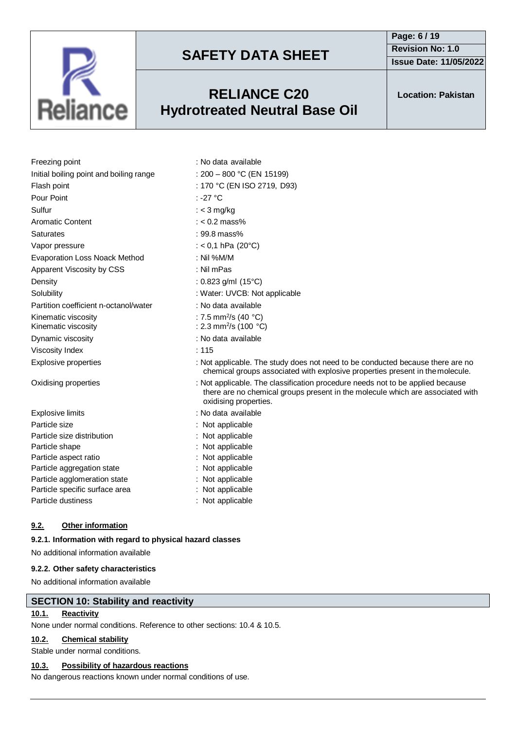| | |
|---|---|
| Freezing point | : No data available |
| Initial boiling point and boiling range | : 200 – 800 °C (EN 15199) |
| Flash point | : 170 °C (EN ISO 2719, D93) |
| Pour Point | : -27 °C |
| Sulfur | : < 3 mg/kg |
| Aromatic Content | : < 0.2 mass% |
| Saturates | : 99.8 mass% |
| Vapor pressure | : < 0,1 hPa (20°C) |
| Evaporation Loss Noack Method | : Nil %M/M |
| Apparent Viscosity by CSS | : Nil mPas |
| Density | : 0.823 g/ml (15°C) |
| Solubility | : Water: UVCB: Not applicable |
| Partition coefficient n-octanol/water | : No data available |
| Kinematic viscosity | : 7.5 $mm^2/s$ (40 °C) |
| Kinematic viscosity | : 2.3 $mm^2/s$ (100 °C) |
| Dynamic viscosity | : No data available |
| Viscosity Index | : 115 |
| Explosive properties | : Not applicable. The study does not need to be conducted because there are no chemical groups associated with explosive properties present in the molecule. |
| Oxidising properties | : Not applicable. The classification procedure needs not to be applied because there are no chemical groups present in the molecule which are associated with oxidising properties. |
| Explosive limits | : No data available |
| Particle size | : Not applicable |
| Particle size distribution | : Not applicable |
| Particle shape | : Not applicable |
| Particle aspect ratio | : Not applicable |
| Particle aggregation state | : Not applicable |
| Particle agglomeration state | : Not applicable |
| Particle specific surface area | : Not applicable |
| Particle dustiness | : Not applicable |

### 9.2. Other information

**9.2.1. Information with regard to physical hazard classes**

No additional information available

**9.2.2. Other safety characteristics**

No additional information available

## SECTION 10: Stability and reactivity

### 10.1. Reactivity

None under normal conditions. Reference to other sections: 10.4 & 10.5.

### 10.2. Chemical stability

Stable under normal conditions.

### 10.3. Possibility of hazardous reactions

No dangerous reactions known under normal conditions of use.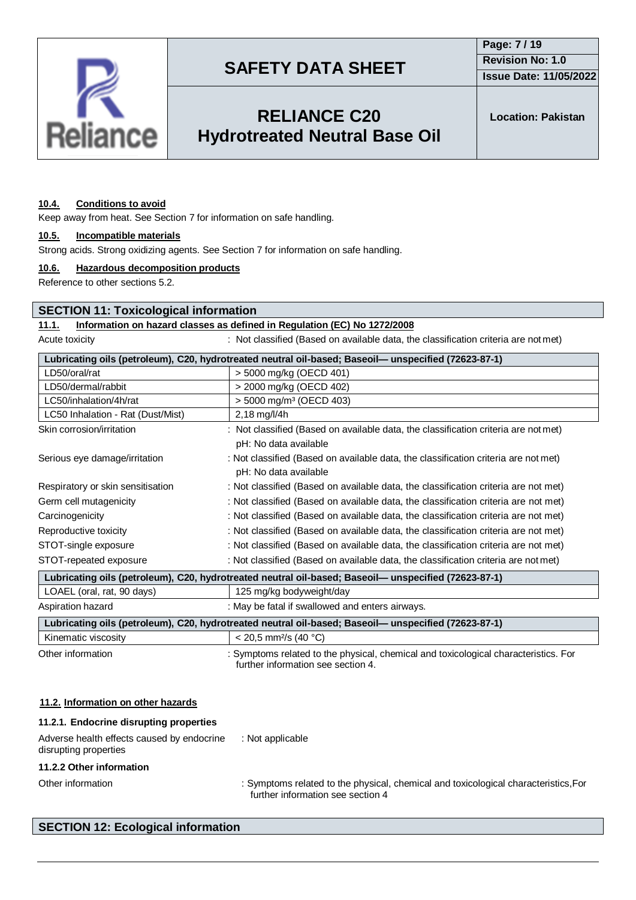### 10.4. Conditions to avoid

Keep away from heat. See Section 7 for information on safe handling.

### 10.5. Incompatible materials

Strong acids. Strong oxidizing agents. See Section 7 for information on safe handling.

### 10.6. Hazardous decomposition products

Reference to other sections 5.2.

## SECTION 11: Toxicological information

### 11.1. Information on hazard classes as defined in Regulation (EC) No 1272/2008

Acute toxicity : Not classified (Based on available data, the classification criteria are not met)

| Lubricating oils (petroleum), C20, hydrotreated neutral oil-based; Baseoil— unspecified (72623-87-1) | |
|---|---|
| LD50/oral/rat | > 5000 mg/kg (OECD 401) |
| LD50/dermal/rabbit | > 2000 mg/kg (OECD 402) |
| LC50/inhalation/4h/rat | > 5000 mg/m³ (OECD 403) |
| LC50 Inhalation - Rat (Dust/Mist) | 2,18 mg/l/4h |

Skin corrosion/irritation : Not classified (Based on available data, the classification criteria are not met)
pH: No data available

Serious eye damage/irritation : Not classified (Based on available data, the classification criteria are not met)
pH: No data available

Respiratory or skin sensitisation : Not classified (Based on available data, the classification criteria are not met)

Germ cell mutagenicity : Not classified (Based on available data, the classification criteria are not met)

Carcinogenicity : Not classified (Based on available data, the classification criteria are not met)

Reproductive toxicity : Not classified (Based on available data, the classification criteria are not met)

STOT-single exposure : Not classified (Based on available data, the classification criteria are not met)

STOT-repeated exposure : Not classified (Based on available data, the classification criteria are not met)

| Lubricating oils (petroleum), C20, hydrotreated neutral oil-based; Baseoil— unspecified (72623-87-1) | |
|---|---|
| LOAEL (oral, rat, 90 days) | 125 mg/kg bodyweight/day |

Aspiration hazard : May be fatal if swallowed and enters airways.

| Lubricating oils (petroleum), C20, hydrotreated neutral oil-based; Baseoil— unspecified (72623-87-1) | |
|---|---|
| Kinematic viscosity | < 20,5 mm²/s (40 °C) |

Other information : Symptoms related to the physical, chemical and toxicological characteristics. For further information see section 4.

### 11.2. Information on other hazards

#### 11.2.1. Endocrine disrupting properties

Adverse health effects caused by endocrine disrupting properties : Not applicable

#### 11.2.2 Other information

Other information : Symptoms related to the physical, chemical and toxicological characteristics,For further information see section 4

## SECTION 12: Ecological information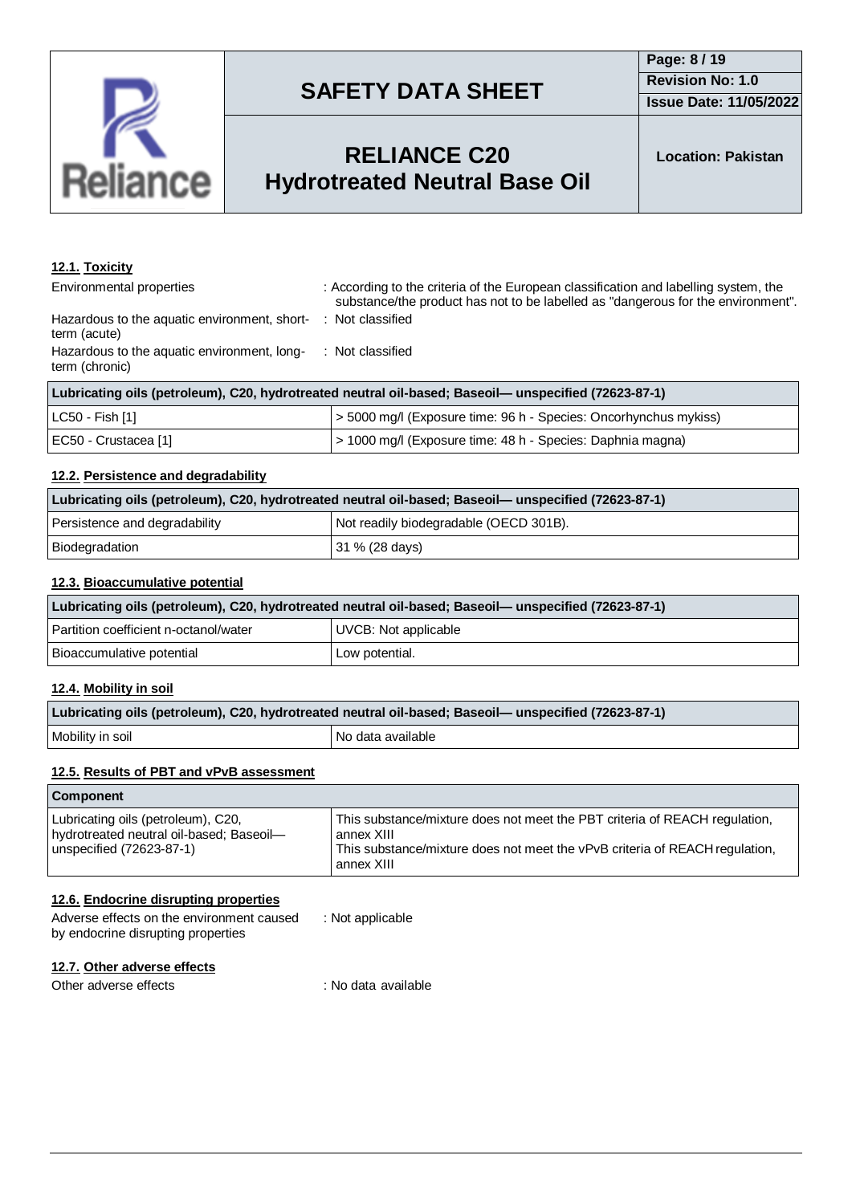### 12.1. Toxicity

Environmental properties : According to the criteria of the European classification and labelling system, the substance/the product has not to be labelled as "dangerous for the environment".

Hazardous to the aquatic environment, short-term (acute) : Not classified

Hazardous to the aquatic environment, long-term (chronic) : Not classified

| Lubricating oils (petroleum), C20, hydrotreated neutral oil-based; Baseoil— unspecified (72623-87-1) | |
|---|---|
| LC50 - Fish [1] | > 5000 mg/l (Exposure time: 96 h - Species: Oncorhynchus mykiss) |
| EC50 - Crustacea [1] | > 1000 mg/l (Exposure time: 48 h - Species: Daphnia magna) |

### 12.2. Persistence and degradability

| Lubricating oils (petroleum), C20, hydrotreated neutral oil-based; Baseoil— unspecified (72623-87-1) | |
|---|---|
| Persistence and degradability | Not readily biodegradable (OECD 301B). |
| Biodegradation | 31 % (28 days) |

### 12.3. Bioaccumulative potential

| Lubricating oils (petroleum), C20, hydrotreated neutral oil-based; Baseoil— unspecified (72623-87-1) | |
|---|---|
| Partition coefficient n-octanol/water | UVCB: Not applicable |
| Bioaccumulative potential | Low potential. |

### 12.4. Mobility in soil

| Lubricating oils (petroleum), C20, hydrotreated neutral oil-based; Baseoil— unspecified (72623-87-1) | |
|---|---|
| Mobility in soil | No data available |

### 12.5. Results of PBT and vPvB assessment

| Component | |
|---|---|
| Lubricating oils (petroleum), C20, hydrotreated neutral oil-based; Baseoil— unspecified (72623-87-1) | This substance/mixture does not meet the PBT criteria of REACH regulation, annex XIII<br>This substance/mixture does not meet the vPvB criteria of REACH regulation, annex XIII |

### 12.6. Endocrine disrupting properties

Adverse effects on the environment caused by endocrine disrupting properties : Not applicable

### 12.7. Other adverse effects

Other adverse effects : No data available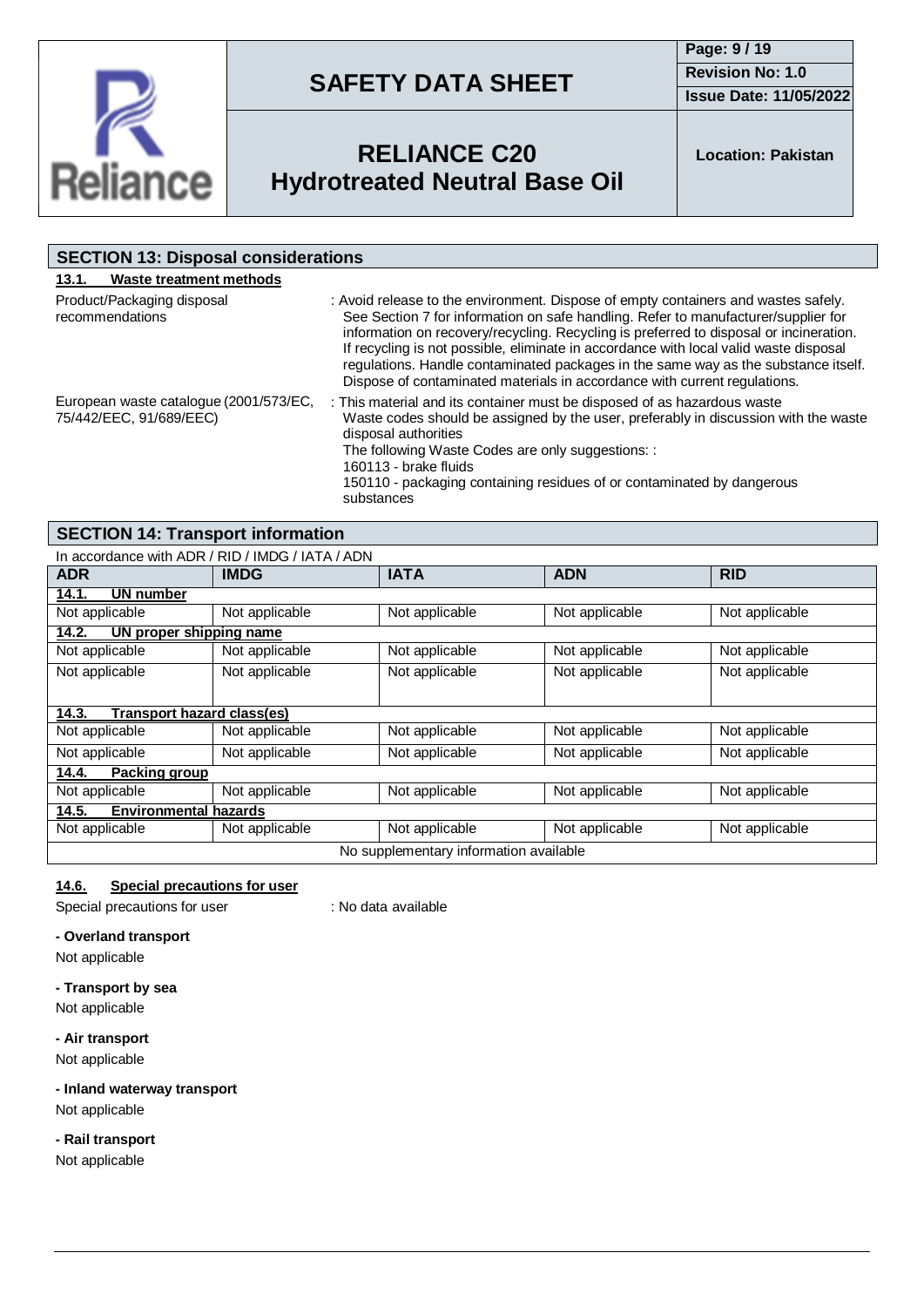## SECTION 13: Disposal considerations

### 13.1. Waste treatment methods

| | |
|---|---|
| Product/Packaging disposal recommendations | : Avoid release to the environment. Dispose of empty containers and wastes safely. See Section 7 for information on safe handling. Refer to manufacturer/supplier for information on recovery/recycling. Recycling is preferred to disposal or incineration. If recycling is not possible, eliminate in accordance with local valid waste disposal regulations. Handle contaminated packages in the same way as the substance itself. Dispose of contaminated materials in accordance with current regulations. |
| European waste catalogue (2001/573/EC, 75/442/EEC, 91/689/EEC) | : This material and its container must be disposed of as hazardous waste<br>Waste codes should be assigned by the user, preferably in discussion with the waste disposal authorities<br>The following Waste Codes are only suggestions: :<br>160113 - brake fluids<br>150110 - packaging containing residues of or contaminated by dangerous substances |

## SECTION 14: Transport information

In accordance with ADR / RID / IMDG / IATA / ADN

| ADR | IMDG | IATA | ADN | RID |
|---|---|---|---|---|
| **14.1. UN number** | | | | |
| Not applicable | Not applicable | Not applicable | Not applicable | Not applicable |
| **14.2. UN proper shipping name** | | | | |
| Not applicable | Not applicable | Not applicable | Not applicable | Not applicable |
| Not applicable | Not applicable | Not applicable | Not applicable | Not applicable |
| **14.3. Transport hazard class(es)** | | | | |
| Not applicable | Not applicable | Not applicable | Not applicable | Not applicable |
| Not applicable | Not applicable | Not applicable | Not applicable | Not applicable |
| **14.4. Packing group** | | | | |
| Not applicable | Not applicable | Not applicable | Not applicable | Not applicable |
| **14.5. Environmental hazards** | | | | |
| Not applicable | Not applicable | Not applicable | Not applicable | Not applicable |
| No supplementary information available | | | | |

### 14.6. Special precautions for user

Special precautions for user : No data available

**- Overland transport**

Not applicable

**- Transport by sea**

Not applicable

**- Air transport**

Not applicable

**- Inland waterway transport**

Not applicable

**- Rail transport**

Not applicable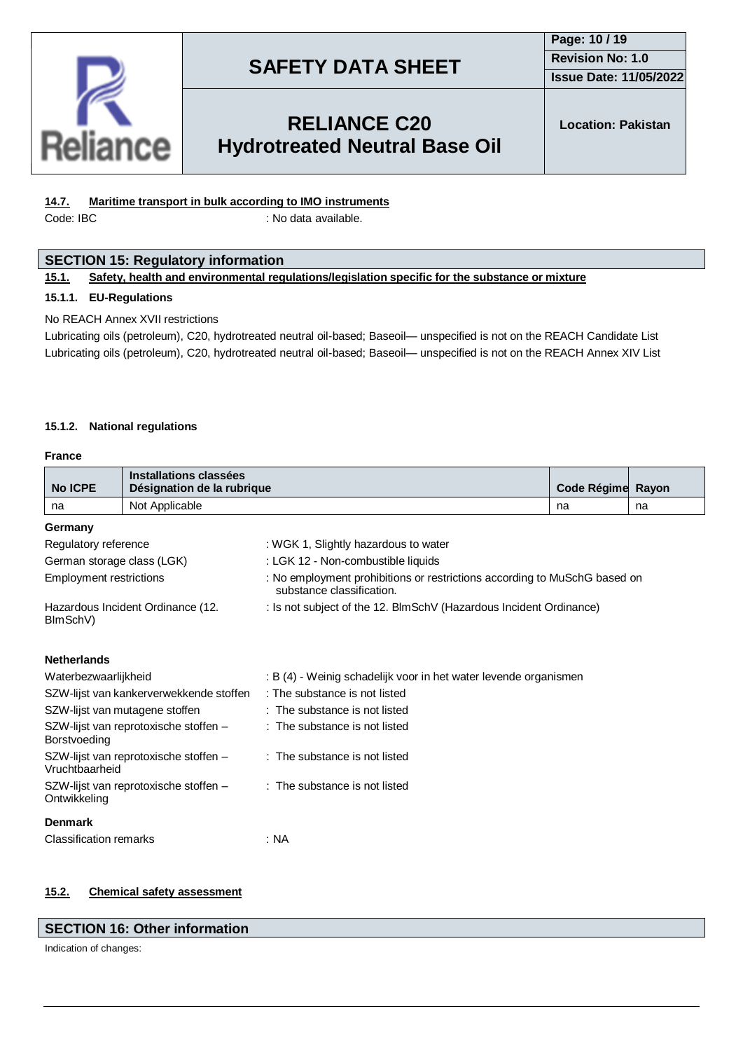### 14.7. Maritime transport in bulk according to IMO instruments

Code: IBC : No data available.

## SECTION 15: Regulatory information

### 15.1. Safety, health and environmental regulations/legislation specific for the substance or mixture

#### 15.1.1. EU-Regulations

No REACH Annex XVII restrictions

Lubricating oils (petroleum), C20, hydrotreated neutral oil-based; Baseoil— unspecified is not on the REACH Candidate List

Lubricating oils (petroleum), C20, hydrotreated neutral oil-based; Baseoil— unspecified is not on the REACH Annex XIV List

#### 15.1.2. National regulations

**France**

| No ICPE | Installations classées Désignation de la rubrique | Code Régime | Rayon |
|---|---|---|---|
| na | Not Applicable | na | na |

**Germany**

| | |
|---|---|
| Regulatory reference | : WGK 1, Slightly hazardous to water |
| German storage class (LGK) | : LGK 12 - Non-combustible liquids |
| Employment restrictions | : No employment prohibitions or restrictions according to MuSchG based on substance classification. |
| Hazardous Incident Ordinance (12. BImSchV) | : Is not subject of the 12. BImSchV (Hazardous Incident Ordinance) |

**Netherlands**

| | |
|---|---|
| Waterbezwaarlijkheid | : B (4) - Weinig schadelijk voor in het water levende organismen |
| SZW-lijst van kankerverwekkende stoffen | : The substance is not listed |
| SZW-lijst van mutagene stoffen | : The substance is not listed |
| SZW-lijst van reprotoxische stoffen – Borstvoeding | : The substance is not listed |
| SZW-lijst van reprotoxische stoffen – Vruchtbaarheid | : The substance is not listed |
| SZW-lijst van reprotoxische stoffen – Ontwikkeling | : The substance is not listed |

**Denmark**

Classification remarks : NA

### 15.2. Chemical safety assessment

## SECTION 16: Other information

Indication of changes: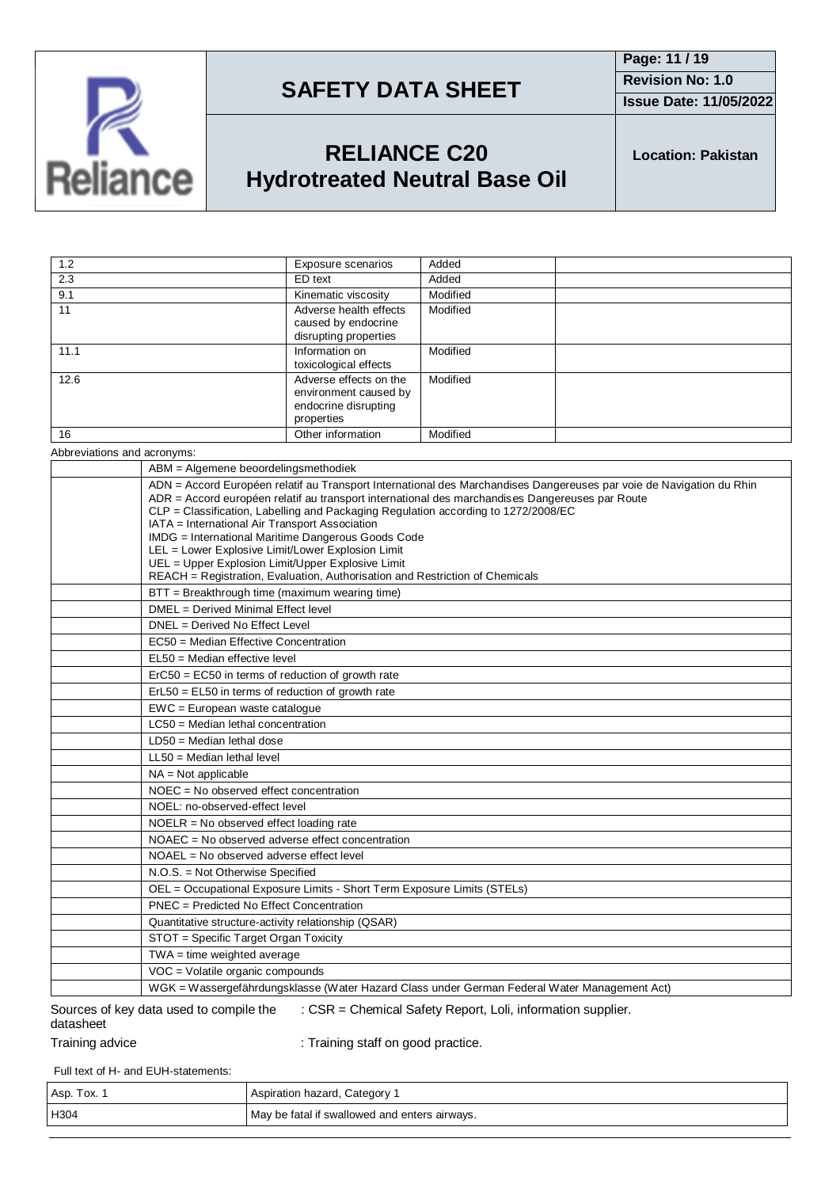| | | | |
|---|---|---|---|
| 1.2 | Exposure scenarios | Added | |
| 2.3 | ED text | Added | |
| 9.1 | Kinematic viscosity | Modified | |
| 11 | Adverse health effects caused by endocrine disrupting properties | Modified | |
| 11.1 | Information on toxicological effects | Modified | |
| 12.6 | Adverse effects on the environment caused by endocrine disrupting properties | Modified | |
| 16 | Other information | Modified | |

Abbreviations and acronyms:

| | |
|---|---|
| | ABM = Algemene beoordelingsmethodiek |
| | ADN = Accord Européen relatif au Transport International des Marchandises Dangereuses par voie de Navigation du Rhin<br>ADR = Accord européen relatif au transport international des marchandises Dangereuses par Route<br>CLP = Classification, Labelling and Packaging Regulation according to 1272/2008/EC<br>IATA = International Air Transport Association<br>IMDG = International Maritime Dangerous Goods Code<br>LEL = Lower Explosive Limit/Lower Explosion Limit<br>UEL = Upper Explosion Limit/Upper Explosive Limit<br>REACH = Registration, Evaluation, Authorisation and Restriction of Chemicals |
| | BTT = Breakthrough time (maximum wearing time) |
| | DMEL = Derived Minimal Effect level |
| | DNEL = Derived No Effect Level |
| | EC50 = Median Effective Concentration |
| | EL50 = Median effective level |
| | ErC50 = EC50 in terms of reduction of growth rate |
| | ErL50 = EL50 in terms of reduction of growth rate |
| | EWC = European waste catalogue |
| | LC50 = Median lethal concentration |
| | LD50 = Median lethal dose |
| | LL50 = Median lethal level |
| | NA = Not applicable |
| | NOEC = No observed effect concentration |
| | NOEL: no-observed-effect level |
| | NOELR = No observed effect loading rate |
| | NOAEC = No observed adverse effect concentration |
| | NOAEL = No observed adverse effect level |
| | N.O.S. = Not Otherwise Specified |
| | OEL = Occupational Exposure Limits - Short Term Exposure Limits (STELs) |
| | PNEC = Predicted No Effect Concentration |
| | Quantitative structure-activity relationship (QSAR) |
| | STOT = Specific Target Organ Toxicity |
| | TWA = time weighted average |
| | VOC = Volatile organic compounds |
| | WGK = Wassergefährdungsklasse (Water Hazard Class under German Federal Water Management Act) |

Sources of key data used to compile the datasheet : CSR = Chemical Safety Report, Loli, information supplier.

Training advice : Training staff on good practice.

Full text of H- and EUH-statements:

| | |
|---|---|
| Asp. Tox. 1 | Aspiration hazard, Category 1 |
| H304 | May be fatal if swallowed and enters airways. |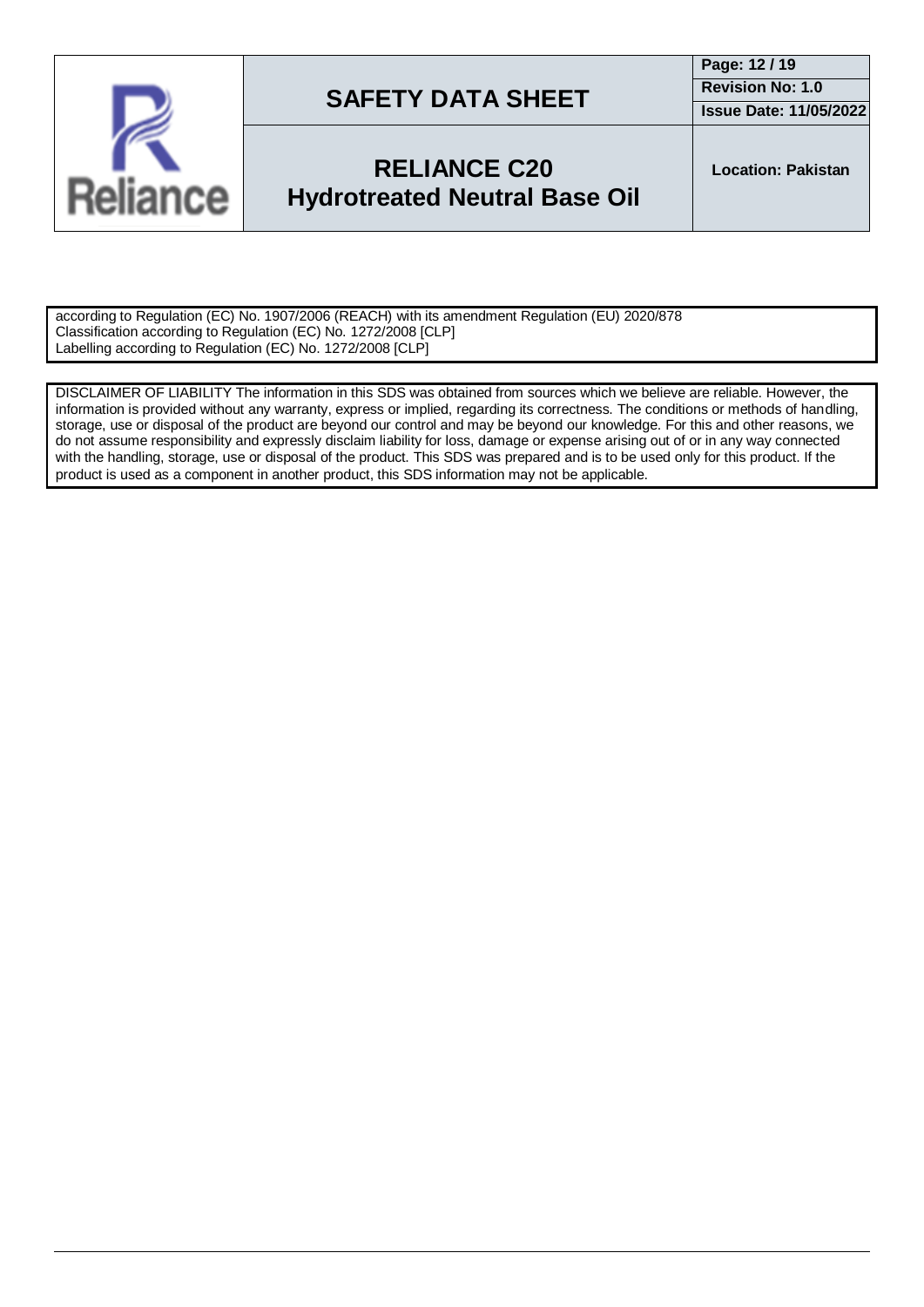according to Regulation (EC) No. 1907/2006 (REACH) with its amendment Regulation (EU) 2020/878
Classification according to Regulation (EC) No. 1272/2008 [CLP]
Labelling according to Regulation (EC) No. 1272/2008 [CLP]

DISCLAIMER OF LIABILITY The information in this SDS was obtained from sources which we believe are reliable. However, the information is provided without any warranty, express or implied, regarding its correctness. The conditions or methods of handling, storage, use or disposal of the product are beyond our control and may be beyond our knowledge. For this and other reasons, we do not assume responsibility and expressly disclaim liability for loss, damage or expense arising out of or in any way connected with the handling, storage, use or disposal of the product. This SDS was prepared and is to be used only for this product. If the product is used as a component in another product, this SDS information may not be applicable.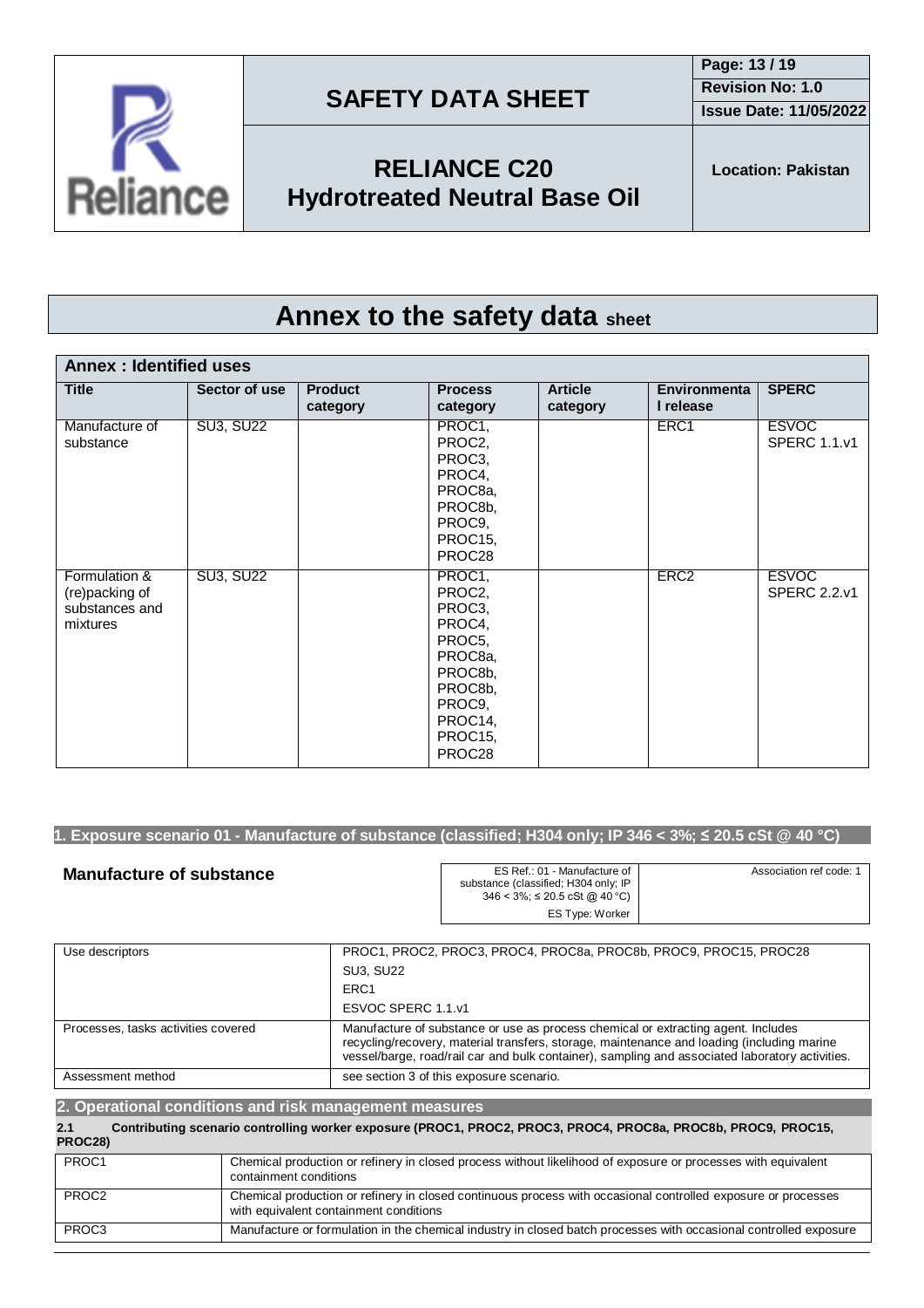# Annex to the safety data sheet

| Annex : Identified uses | | | | | | |
|---|---|---|---|---|---|---|
| **Title** | **Sector of use** | **Product category** | **Process category** | **Article category** | **Environmental release** | **SPERC** |
| Manufacture of substance | SU3, SU22 | | PROC1, PROC2, PROC3, PROC4, PROC8a, PROC8b, PROC9, PROC15, PROC28 | | ERC1 | ESVOC SPERC 1.1.v1 |
| Formulation & (re)packing of substances and mixtures | SU3, SU22 | | PROC1, PROC2, PROC3, PROC4, PROC5, PROC8a, PROC8b, PROC8b, PROC9, PROC14, PROC15, PROC28 | | ERC2 | ESVOC SPERC 2.2.v1 |

## 1. Exposure scenario 01 - Manufacture of substance (classified; H304 only; IP 346 < 3%; ≤ 20.5 cSt @ 40 °C)

### Manufacture of substance

| ES Ref.: 01 - Manufacture of substance (classified; H304 only; IP 346 < 3%; ≤ 20.5 cSt @ 40 °C) ES Type: Worker | Association ref code: 1 |
|---|---|

| | |
|---|---|
| Use descriptors | PROC1, PROC2, PROC3, PROC4, PROC8a, PROC8b, PROC9, PROC15, PROC28<br>SU3, SU22<br>ERC1<br>ESVOC SPERC 1.1.v1 |
| Processes, tasks activities covered | Manufacture of substance or use as process chemical or extracting agent. Includes recycling/recovery, material transfers, storage, maintenance and loading (including marine vessel/barge, road/rail car and bulk container), sampling and associated laboratory activities. |
| Assessment method | see section 3 of this exposure scenario. |

## 2. Operational conditions and risk management measures

**2.1 Contributing scenario controlling worker exposure (PROC1, PROC2, PROC3, PROC4, PROC8a, PROC8b, PROC9, PROC15, PROC28)**

| | |
|---|---|
| PROC1 | Chemical production or refinery in closed process without likelihood of exposure or processes with equivalent containment conditions |
| PROC2 | Chemical production or refinery in closed continuous process with occasional controlled exposure or processes with equivalent containment conditions |
| PROC3 | Manufacture or formulation in the chemical industry in closed batch processes with occasional controlled exposure |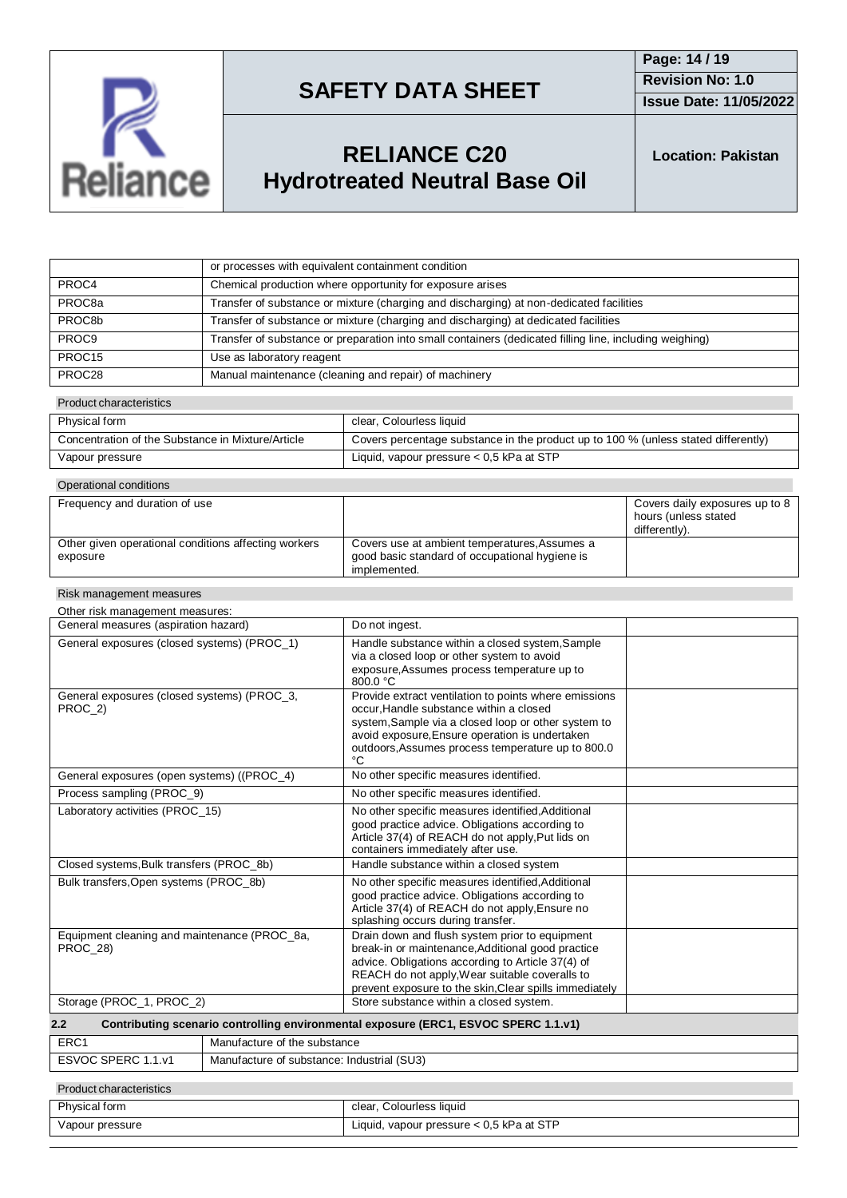| | or processes with equivalent containment condition |
|---|---|
| PROC4 | Chemical production where opportunity for exposure arises |
| PROC8a | Transfer of substance or mixture (charging and discharging) at non-dedicated facilities |
| PROC8b | Transfer of substance or mixture (charging and discharging) at dedicated facilities |
| PROC9 | Transfer of substance or preparation into small containers (dedicated filling line, including weighing) |
| PROC15 | Use as laboratory reagent |
| PROC28 | Manual maintenance (cleaning and repair) of machinery |

Product characteristics

| | |
|---|---|
| Physical form | clear, Colourless liquid |
| Concentration of the Substance in Mixture/Article | Covers percentage substance in the product up to 100 % (unless stated differently) |
| Vapour pressure | Liquid, vapour pressure < 0,5 kPa at STP |

Operational conditions

| | | |
|---|---|---|
| Frequency and duration of use | | Covers daily exposures up to 8 hours (unless stated differently). |
| Other given operational conditions affecting workers exposure | Covers use at ambient temperatures,Assumes a good basic standard of occupational hygiene is implemented. | |

Risk management measures

Other risk management measures:

| | | |
|---|---|---|
| General measures (aspiration hazard) | Do not ingest. | |
| General exposures (closed systems) (PROC_1) | Handle substance within a closed system,Sample via a closed loop or other system to avoid exposure,Assumes process temperature up to 800.0 °C | |
| General exposures (closed systems) (PROC_3, PROC_2) | Provide extract ventilation to points where emissions occur,Handle substance within a closed system,Sample via a closed loop or other system to avoid exposure,Ensure operation is undertaken outdoors,Assumes process temperature up to 800.0 °C | |
| General exposures (open systems) ((PROC_4) | No other specific measures identified. | |
| Process sampling (PROC_9) | No other specific measures identified. | |
| Laboratory activities (PROC_15) | No other specific measures identified,Additional good practice advice. Obligations according to Article 37(4) of REACH do not apply,Put lids on containers immediately after use. | |
| Closed systems,Bulk transfers (PROC_8b) | Handle substance within a closed system | |
| Bulk transfers,Open systems (PROC_8b) | No other specific measures identified,Additional good practice advice. Obligations according to Article 37(4) of REACH do not apply,Ensure no splashing occurs during transfer. | |
| Equipment cleaning and maintenance (PROC_8a, PROC_28) | Drain down and flush system prior to equipment break-in or maintenance,Additional good practice advice. Obligations according to Article 37(4) of REACH do not apply,Wear suitable coveralls to prevent exposure to the skin,Clear spills immediately | |
| Storage (PROC_1, PROC_2) | Store substance within a closed system. | |

## 2.2 Contributing scenario controlling environmental exposure (ERC1, ESVOC SPERC 1.1.v1)

| | |
|---|---|
| ERC1 | Manufacture of the substance |
| ESVOC SPERC 1.1.v1 | Manufacture of substance: Industrial (SU3) |

Product characteristics

| | |
|---|---|
| Physical form | clear, Colourless liquid |
| Vapour pressure | Liquid, vapour pressure < 0,5 kPa at STP |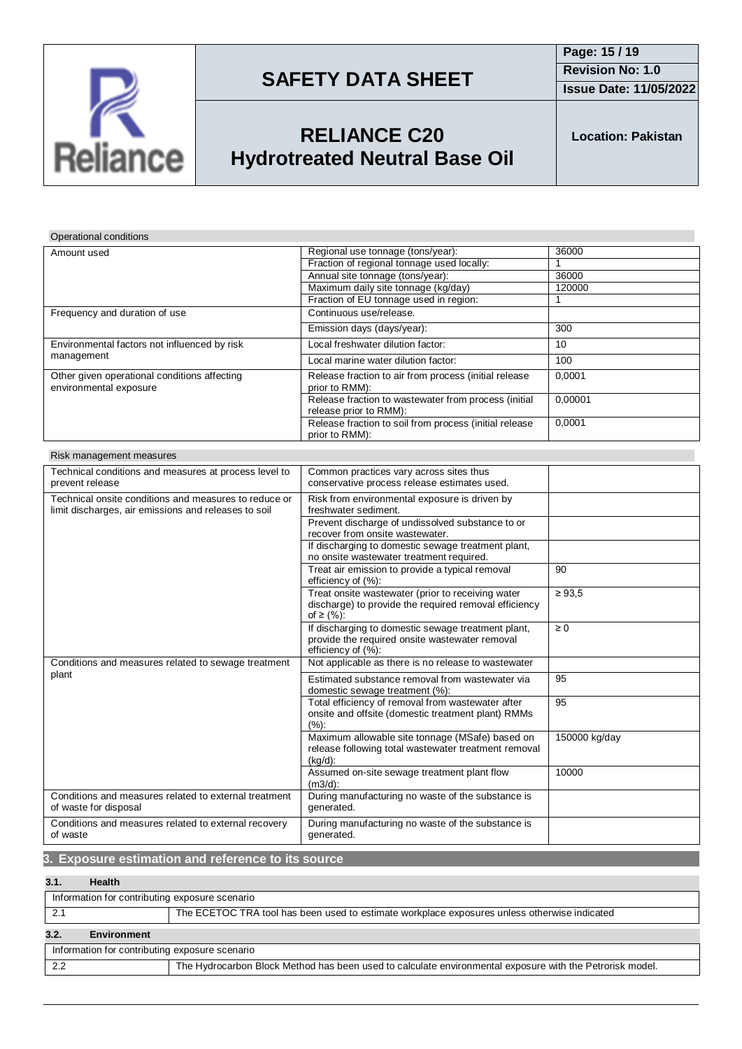Operational conditions

| | | |
|---|---|---|
| Amount used | Regional use tonnage (tons/year): | 36000 |
| | Fraction of regional tonnage used locally: | 1 |
| | Annual site tonnage (tons/year): | 36000 |
| | Maximum daily site tonnage (kg/day) | 120000 |
| | Fraction of EU tonnage used in region: | 1 |
| Frequency and duration of use | Continuous use/release. | |
| | Emission days (days/year): | 300 |
| Environmental factors not influenced by risk management | Local freshwater dilution factor: | 10 |
| | Local marine water dilution factor: | 100 |
| Other given operational conditions affecting environmental exposure | Release fraction to air from process (initial release prior to RMM): | 0,0001 |
| | Release fraction to wastewater from process (initial release prior to RMM): | 0,00001 |
| | Release fraction to soil from process (initial release prior to RMM): | 0,0001 |

Risk management measures

| | | |
|---|---|---|
| Technical conditions and measures at process level to prevent release | Common practices vary across sites thus conservative process release estimates used. | |
| Technical onsite conditions and measures to reduce or limit discharges, air emissions and releases to soil | Risk from environmental exposure is driven by freshwater sediment. | |
| | Prevent discharge of undissolved substance to or recover from onsite wastewater. | |
| | If discharging to domestic sewage treatment plant, no onsite wastewater treatment required. | |
| | Treat air emission to provide a typical removal efficiency of (%): | 90 |
| | Treat onsite wastewater (prior to receiving water discharge) to provide the required removal efficiency of ≥ (%): | ≥ 93,5 |
| | If discharging to domestic sewage treatment plant, provide the required onsite wastewater removal efficiency of (%): | ≥ 0 |
| Conditions and measures related to sewage treatment plant | Not applicable as there is no release to wastewater | |
| | Estimated substance removal from wastewater via domestic sewage treatment (%): | 95 |
| | Total efficiency of removal from wastewater after onsite and offsite (domestic treatment plant) RMMs (%): | 95 |
| | Maximum allowable site tonnage (MSafe) based on release following total wastewater treatment removal (kg/d): | 150000 kg/day |
| | Assumed on-site sewage treatment plant flow (m3/d): | 10000 |
| Conditions and measures related to external treatment of waste for disposal | During manufacturing no waste of the substance is generated. | |
| Conditions and measures related to external recovery of waste | During manufacturing no waste of the substance is generated. | |

## 3. Exposure estimation and reference to its source

### 3.1. Health

| Information for contributing exposure scenario | |
|---|---|
| 2.1 | The ECETOC TRA tool has been used to estimate workplace exposures unless otherwise indicated |

### 3.2. Environment

| Information for contributing exposure scenario | |
|---|---|
| 2.2 | The Hydrocarbon Block Method has been used to calculate environmental exposure with the Petrorisk model. |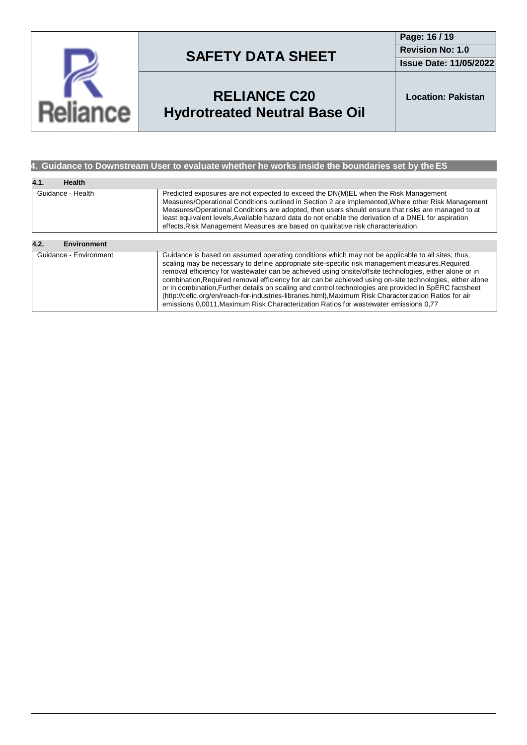## 4. Guidance to Downstream User to evaluate whether he works inside the boundaries set by the ES

### 4.1. Health

| | |
|---|---|
| Guidance - Health | Predicted exposures are not expected to exceed the DN(M)EL when the Risk Management Measures/Operational Conditions outlined in Section 2 are implemented,Where other Risk Management Measures/Operational Conditions are adopted, then users should ensure that risks are managed to at least equivalent levels,Available hazard data do not enable the derivation of a DNEL for aspiration effects,Risk Management Measures are based on qualitative risk characterisation. |

### 4.2. Environment

| | |
|---|---|
| Guidance - Environment | Guidance is based on assumed operating conditions which may not be applicable to all sites; thus, scaling may be necessary to define appropriate site-specific risk management measures,Required removal efficiency for wastewater can be achieved using onsite/offsite technologies, either alone or in combination,Required removal efficiency for air can be achieved using on-site technologies, either alone or in combination,Further details on scaling and control technologies are provided in SpERC factsheet (http://cefic.org/en/reach-for-industries-libraries.html),Maximum Risk Characterization Ratios for air emissions 0,0011,Maximum Risk Characterization Ratios for wastewater emissions 0,77 |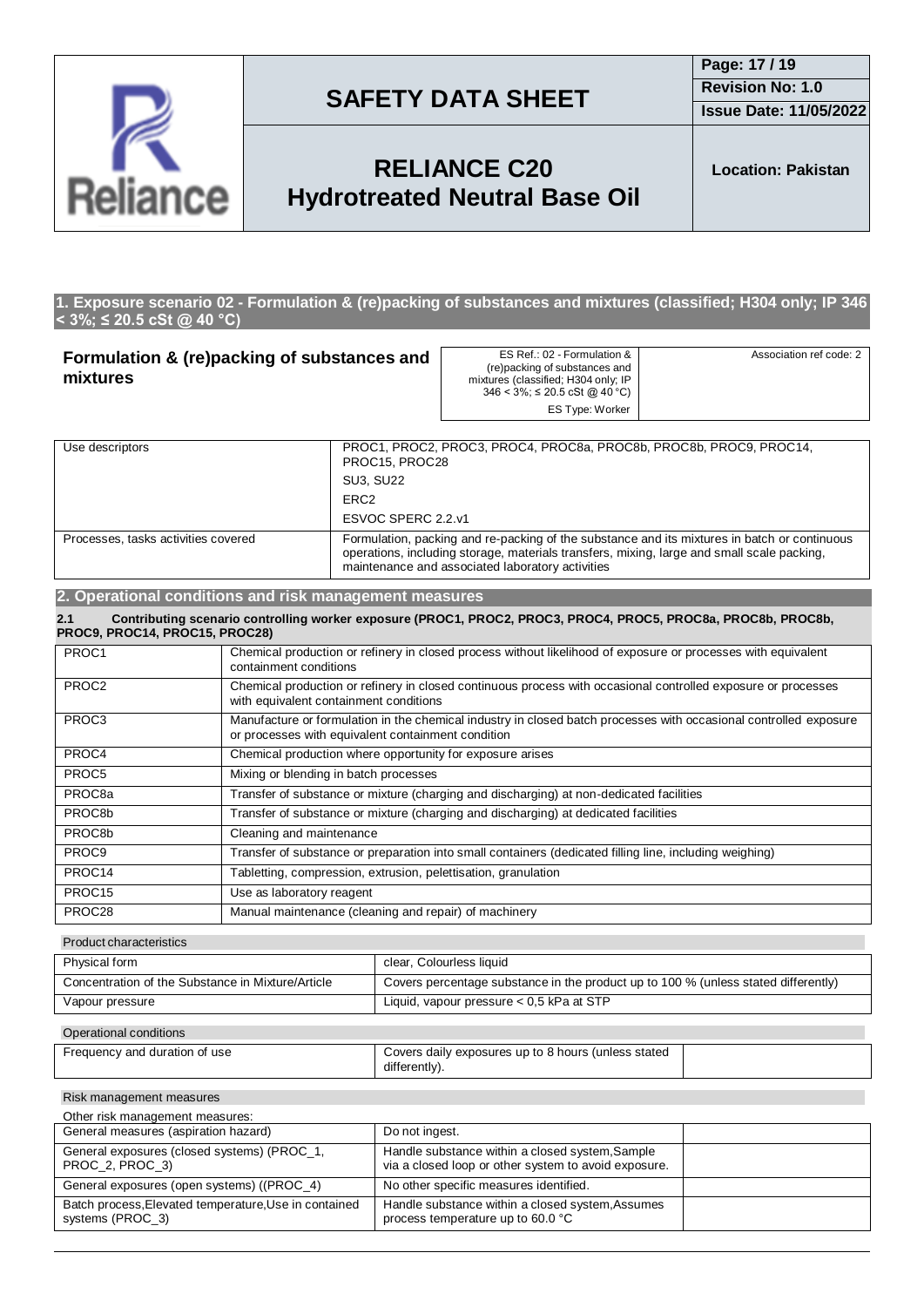## 1. Exposure scenario 02 - Formulation & (re)packing of substances and mixtures (classified; H304 only; IP 346 < 3%; ≤ 20.5 cSt @ 40 °C)

| Formulation & (re)packing of substances and mixtures | ES Ref.: 02 - Formulation & (re)packing of substances and mixtures (classified; H304 only; IP 346 < 3%; ≤ 20.5 cSt @ 40 °C)<br>ES Type: Worker | Association ref code: 2 |
|---|---|---|

| | |
|---|---|
| Use descriptors | PROC1, PROC2, PROC3, PROC4, PROC8a, PROC8b, PROC8b, PROC9, PROC14, PROC15, PROC28<br>SU3, SU22<br>ERC2<br>ESVOC SPERC 2.2.v1 |
| Processes, tasks activities covered | Formulation, packing and re-packing of the substance and its mixtures in batch or continuous operations, including storage, materials transfers, mixing, large and small scale packing, maintenance and associated laboratory activities |

## 2. Operational conditions and risk management measures

### 2.1 Contributing scenario controlling worker exposure (PROC1, PROC2, PROC3, PROC4, PROC5, PROC8a, PROC8b, PROC8b, PROC9, PROC14, PROC15, PROC28)

| | |
|---|---|
| PROC1 | Chemical production or refinery in closed process without likelihood of exposure or processes with equivalent containment conditions |
| PROC2 | Chemical production or refinery in closed continuous process with occasional controlled exposure or processes with equivalent containment conditions |
| PROC3 | Manufacture or formulation in the chemical industry in closed batch processes with occasional controlled exposure or processes with equivalent containment condition |
| PROC4 | Chemical production where opportunity for exposure arises |
| PROC5 | Mixing or blending in batch processes |
| PROC8a | Transfer of substance or mixture (charging and discharging) at non-dedicated facilities |
| PROC8b | Transfer of substance or mixture (charging and discharging) at dedicated facilities |
| PROC8b | Cleaning and maintenance |
| PROC9 | Transfer of substance or preparation into small containers (dedicated filling line, including weighing) |
| PROC14 | Tabletting, compression, extrusion, pelettisation, granulation |
| PROC15 | Use as laboratory reagent |
| PROC28 | Manual maintenance (cleaning and repair) of machinery |

Product characteristics

| | |
|---|---|
| Physical form | clear, Colourless liquid |
| Concentration of the Substance in Mixture/Article | Covers percentage substance in the product up to 100 % (unless stated differently) |
| Vapour pressure | Liquid, vapour pressure < 0,5 kPa at STP |

Operational conditions

| | | |
|---|---|---|
| Frequency and duration of use | Covers daily exposures up to 8 hours (unless stated differently). | |

Risk management measures

Other risk management measures:

| | | |
|---|---|---|
| General measures (aspiration hazard) | Do not ingest. | |
| General exposures (closed systems) (PROC_1, PROC_2, PROC_3) | Handle substance within a closed system,Sample via a closed loop or other system to avoid exposure. | |
| General exposures (open systems) ((PROC_4) | No other specific measures identified. | |
| Batch process,Elevated temperature,Use in contained systems (PROC_3) | Handle substance within a closed system,Assumes process temperature up to 60.0 °C | |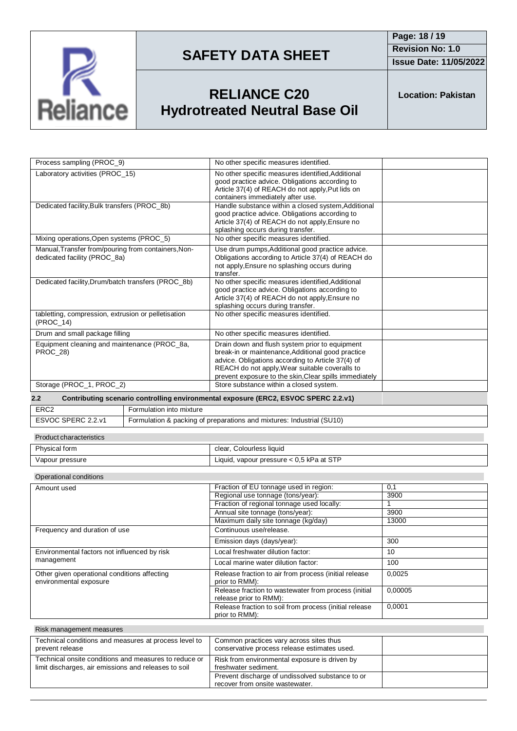| | | |
|---|---|---|
| Process sampling (PROC_9) | No other specific measures identified. | |
| Laboratory activities (PROC_15) | No other specific measures identified,Additional good practice advice. Obligations according to Article 37(4) of REACH do not apply,Put lids on containers immediately after use. | |
| Dedicated facility,Bulk transfers (PROC_8b) | Handle substance within a closed system,Additional good practice advice. Obligations according to Article 37(4) of REACH do not apply,Ensure no splashing occurs during transfer. | |
| Mixing operations,Open systems (PROC_5) | No other specific measures identified. | |
| Manual,Transfer from/pouring from containers,Non-dedicated facility (PROC_8a) | Use drum pumps,Additional good practice advice. Obligations according to Article 37(4) of REACH do not apply,Ensure no splashing occurs during transfer. | |
| Dedicated facility,Drum/batch transfers (PROC_8b) | No other specific measures identified,Additional good practice advice. Obligations according to Article 37(4) of REACH do not apply,Ensure no splashing occurs during transfer. | |
| tabletting, compression, extrusion or pelletisation (PROC_14) | No other specific measures identified. | |
| Drum and small package filling | No other specific measures identified. | |
| Equipment cleaning and maintenance (PROC_8a, PROC_28) | Drain down and flush system prior to equipment break-in or maintenance,Additional good practice advice. Obligations according to Article 37(4) of REACH do not apply,Wear suitable coveralls to prevent exposure to the skin,Clear spills immediately | |
| Storage (PROC_1, PROC_2) | Store substance within a closed system. | |

**2.2 Contributing scenario controlling environmental exposure (ERC2, ESVOC SPERC 2.2.v1)**

| | |
|---|---|
| ERC2 | Formulation into mixture |
| ESVOC SPERC 2.2.v1 | Formulation & packing of preparations and mixtures: Industrial (SU10) |

Product characteristics

| | |
|---|---|
| Physical form | clear, Colourless liquid |
| Vapour pressure | Liquid, vapour pressure < 0,5 kPa at STP |

Operational conditions

| | | |
|---|---|---|
| Amount used | Fraction of EU tonnage used in region: | 0,1 |
| | Regional use tonnage (tons/year): | 3900 |
| | Fraction of regional tonnage used locally: | 1 |
| | Annual site tonnage (tons/year): | 3900 |
| | Maximum daily site tonnage (kg/day) | 13000 |
| Frequency and duration of use | Continuous use/release. | |
| | Emission days (days/year): | 300 |
| Environmental factors not influenced by risk management | Local freshwater dilution factor: | 10 |
| | Local marine water dilution factor: | 100 |
| Other given operational conditions affecting environmental exposure | Release fraction to air from process (initial release prior to RMM): | 0,0025 |
| | Release fraction to wastewater from process (initial release prior to RMM): | 0,00005 |
| | Release fraction to soil from process (initial release prior to RMM): | 0,0001 |

Risk management measures

| | | |
|---|---|---|
| Technical conditions and measures at process level to prevent release | Common practices vary across sites thus conservative process release estimates used. | |
| Technical onsite conditions and measures to reduce or limit discharges, air emissions and releases to soil | Risk from environmental exposure is driven by freshwater sediment. | |
| | Prevent discharge of undissolved substance to or recover from onsite wastewater. | |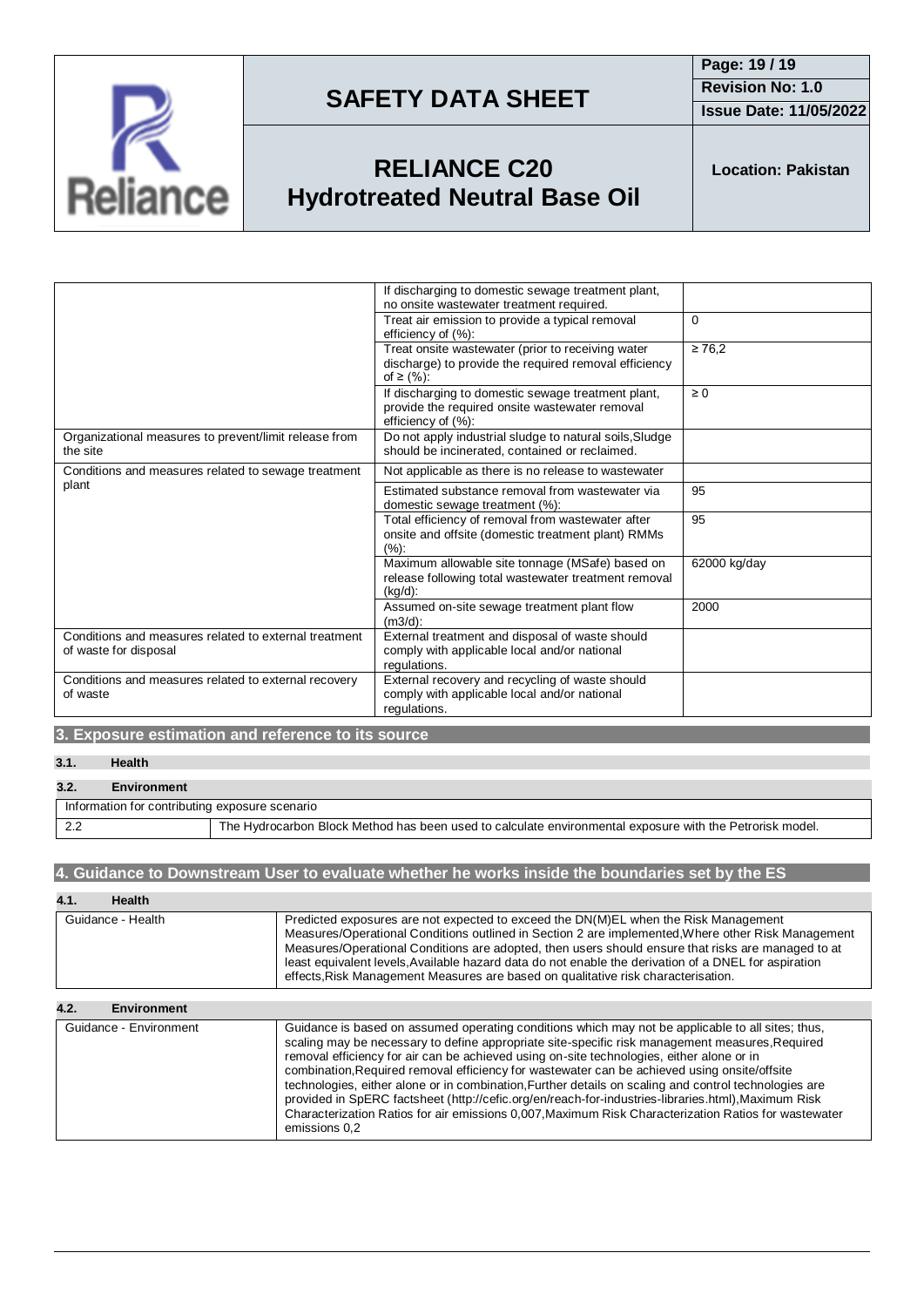| | | |
|---|---|---|
| | If discharging to domestic sewage treatment plant, no onsite wastewater treatment required. | |
| | Treat air emission to provide a typical removal efficiency of (%): | 0 |
| | Treat onsite wastewater (prior to receiving water discharge) to provide the required removal efficiency of ≥ (%): | ≥ 76,2 |
| | If discharging to domestic sewage treatment plant, provide the required onsite wastewater removal efficiency of (%): | ≥ 0 |
| Organizational measures to prevent/limit release from the site | Do not apply industrial sludge to natural soils,Sludge should be incinerated, contained or reclaimed. | |
| Conditions and measures related to sewage treatment plant | Not applicable as there is no release to wastewater | |
| | Estimated substance removal from wastewater via domestic sewage treatment (%): | 95 |
| | Total efficiency of removal from wastewater after onsite and offsite (domestic treatment plant) RMMs (%): | 95 |
| | Maximum allowable site tonnage (MSafe) based on release following total wastewater treatment removal (kg/d): | 62000 kg/day |
| | Assumed on-site sewage treatment plant flow (m3/d): | 2000 |
| Conditions and measures related to external treatment of waste for disposal | External treatment and disposal of waste should comply with applicable local and/or national regulations. | |
| Conditions and measures related to external recovery of waste | External recovery and recycling of waste should comply with applicable local and/or national regulations. | |

## 3. Exposure estimation and reference to its source

### 3.1. Health

### 3.2. Environment

| Information for contributing exposure scenario | |
|---|---|
| 2.2 | The Hydrocarbon Block Method has been used to calculate environmental exposure with the Petrorisk model. |

## 4. Guidance to Downstream User to evaluate whether he works inside the boundaries set by the ES

### 4.1. Health

| | |
|---|---|
| Guidance - Health | Predicted exposures are not expected to exceed the DN(M)EL when the Risk Management Measures/Operational Conditions outlined in Section 2 are implemented,Where other Risk Management Measures/Operational Conditions are adopted, then users should ensure that risks are managed to at least equivalent levels,Available hazard data do not enable the derivation of a DNEL for aspiration effects,Risk Management Measures are based on qualitative risk characterisation. |

### 4.2. Environment

| | |
|---|---|
| Guidance - Environment | Guidance is based on assumed operating conditions which may not be applicable to all sites; thus, scaling may be necessary to define appropriate site-specific risk management measures,Required removal efficiency for air can be achieved using on-site technologies, either alone or in combination,Required removal efficiency for wastewater can be achieved using onsite/offsite technologies, either alone or in combination,Further details on scaling and control technologies are provided in SpERC factsheet (http://cefic.org/en/reach-for-industries-libraries.html),Maximum Risk Characterization Ratios for air emissions 0,007,Maximum Risk Characterization Ratios for wastewater emissions 0,2 |